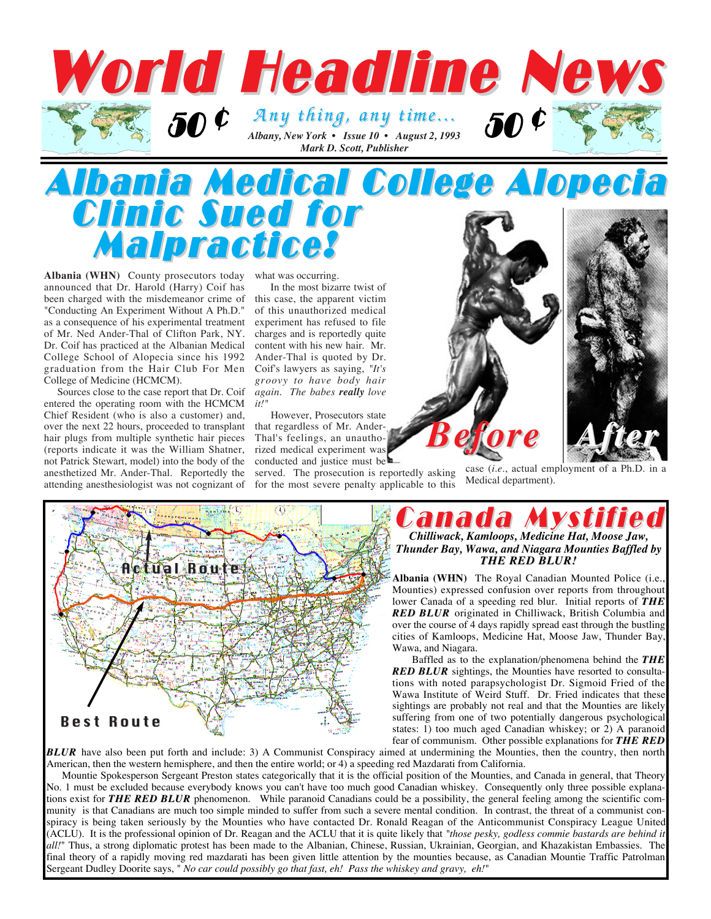# World Headline News

50 ¢ *Any thing, any time...* 50 ¢

*Albany, New York • Issue 10 • August 2, 1993*
*Mark D. Scott, Publisher*

# Albania Medical College Alopecia Clinic Sued for Malpractice!

**Albania (WHN)** County prosecutors today announced that Dr. Harold (Harry) Coif has been charged with the misdemeanor crime of "Conducting An Experiment Without A Ph.D." as a consequence of his experimental treatment of Mr. Ned Ander-Thal of Clifton Park, NY. Dr. Coif has practiced at the Albanian Medical College School of Alopecia since his 1992 graduation from the Hair Club For Men College of Medicine (HCMCM).

Sources close to the case report that Dr. Coif entered the operating room with the HCMCM Chief Resident (who is also a customer) and, over the next 22 hours, proceeded to transplant hair plugs from multiple synthetic hair pieces (reports indicate it was the William Shatner, not Patrick Stewart, model) into the body of the anesthetized Mr. Ander-Thal. Reportedly the attending anesthesiologist was not cognizant of what was occurring.

In the most bizarre twist of this case, the apparent victim of this unauthorized medical experiment has refused to file charges and is reportedly quite content with his new hair. Mr. Ander-Thal is quoted by Dr. Coif's lawyers as saying, *"It's groovy to have body hair again. The babes **really** love it!"*

However, Prosecutors state that regardless of Mr. Ander-Thal's feelings, an unauthorized medical experiment was conducted and justice must be served. The prosecution is reportedly asking for the most severe penalty applicable to this case (*i.e.*, actual employment of a Ph.D. in a Medical department).

**Before** **After**

Actual Route

Best Route

# Canada Mystified

***Chilliwack, Kamloops, Medicine Hat, Moose Jaw, Thunder Bay, Wawa, and Niagara Mounties Baffled by THE RED BLUR!***

**Albania (WHN)** The Royal Canadian Mounted Police (i.e., Mounties) expressed confusion over reports from throughout lower Canada of a speeding red blur. Initial reports of ***THE RED BLUR*** originated in Chilliwack, British Columbia and over the course of 4 days rapidly spread east through the bustling cities of Kamloops, Medicine Hat, Moose Jaw, Thunder Bay, Wawa, and Niagara.

Baffled as to the explanation/phenomena behind the ***THE RED BLUR*** sightings, the Mounties have resorted to consultations with noted parapsychologist Dr. Sigmoid Fried of the Wawa Institute of Weird Stuff. Dr. Fried indicates that these sightings are probably not real and that the Mounties are likely suffering from one of two potentially dangerous psychological states: 1) too much aged Canadian whiskey; or 2) A paranoid fear of communism. Other possible explanations for ***THE RED BLUR*** have also been put forth and include: 3) A Communist Conspiracy aimed at undermining the Mounties, then the country, then north American, then the western hemisphere, and then the entire world; or 4) a speeding red Mazdarati from California.

Mountie Spokesperson Sergeant Preston states categorically that it is the official position of the Mounties, and Canada in general, that Theory No. 1 must be excluded because everybody knows you can't have too much good Canadian whiskey. Consequently only three possible explanations exist for ***THE RED BLUR*** phenomenon. While paranoid Canadians could be a possibility, the general feeling among the scientific community is that Canadians are much too simple minded to suffer from such a severe mental condition. In contrast, the threat of a communist conspiracy is being taken seriously by the Mounties who have contacted Dr. Ronald Reagan of the Anticommunist Conspiracy League United (ACLU). It is the professional opinion of Dr. Reagan and the ACLU that it is quite likely that "*those pesky, godless commie bastards are behind it all!*" Thus, a strong diplomatic protest has been made to the Albanian, Chinese, Russian, Ukrainian, Georgian, and Khazakistan Embassies. The final theory of a rapidly moving red mazdarati has been given little attention by the mounties because, as Canadian Mountie Traffic Patrolman Sergeant Dudley Doorite says, "*No car could possibly go that fast, eh! Pass the whiskey and gravy, eh!*"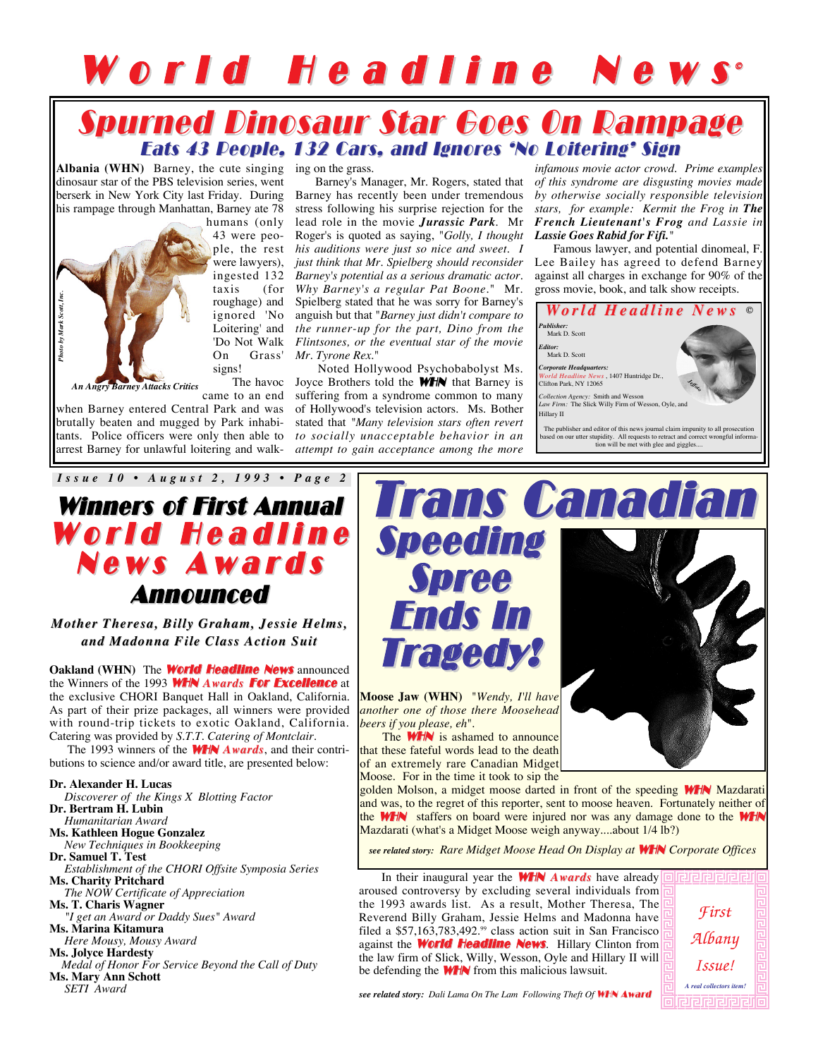# World Headline News©

## Spurned Dinosaur Star Goes On Rampage

### Eats 43 People, 132 Cars, and Ignores 'No Loitering' Sign

**Albania (WHN)** Barney, the cute singing dinosaur star of the PBS television series, went berserk in New York City last Friday. During his rampage through Manhattan, Barney ate 78 humans (only 43 were people, the rest were lawyers), ingested 132 taxis (for roughage) and ignored 'No Loitering' and 'Do Not Walk On Grass' signs!

*Photo by Mark Scott, Inc.*

*An Angry Barney Attacks Critics*

The havoc came to an end when Barney entered Central Park and was brutally beaten and mugged by Park inhabitants. Police officers were only then able to arrest Barney for unlawful loitering and walking on the grass.

Barney's Manager, Mr. Rogers, stated that Barney has recently been under tremendous stress following his surprise rejection for the lead role in the movie ***Jurassic Park***. Mr Roger's is quoted as saying, "*Golly, I thought his auditions were just so nice and sweet. I just think that Mr. Spielberg should reconsider Barney's potential as a serious dramatic actor. Why Barney's a regular Pat Boone.*" Mr. Spielberg stated that he was sorry for Barney's anguish but that "*Barney just didn't compare to the runner-up for the part, Dino from the Flintsones, or the eventual star of the movie Mr. Tyrone Rex.*"

Noted Hollywood Psychobabolyst Ms. Joyce Brothers told the **WHN** that Barney is suffering from a syndrome common to many of Hollywood's television actors. Ms. Bother stated that "*Many television stars often revert to socially unacceptable behavior in an attempt to gain acceptance among the more infamous movie actor crowd. Prime examples of this syndrome are disgusting movies made by otherwise socially responsible television stars, for example: Kermit the Frog in **The French Lieutenant's Frog** and Lassie in **Lassie Goes Rabid for Fifi.***"

Famous lawyer, and potential dinomeal, F. Lee Bailey has agreed to defend Barney against all charges in exchange for 90% of the gross movie, book, and talk show receipts.

---

**World Headline News ©**

***Publisher:***
Mark D. Scott

***Editor:***
Mark D. Scott

***Corporate Headquarters:***
*World Headline News*, 1407 Huntridge Dr., Clifton Park, NY 12065

*Collection Agency:* Smith and Wesson
*Law Firm:* The Slick Willy Firm of Wesson, Oyle, and Hillary II

The publisher and editor of this news journal claim impunity to all prosecution based on our utter stupidity. All requests to retract and correct wrongful information will be met with glee and giggles....

---

*Issue 10 • August 2, 1993*

## Winners of First Annual World Headline News Awards Announced

### *Mother Theresa, Billy Graham, Jessie Helms, and Madonna File Class Action Suit*

**Oakland (WHN)** The **World Headline News** announced the Winners of the 1993 **WHN** *Awards* **For Excellence** at the exclusive CHORI Banquet Hall in Oakland, California. As part of their prize packages, all winners were provided with round-trip tickets to exotic Oakland, California. Catering was provided by *S.T.T. Catering of Montclair*.

The 1993 winners of the **WHN** *Awards*, and their contributions to science and/or award title, are presented below:

**Dr. Alexander H. Lucas**
*Discoverer of the Kings X Blotting Factor*
**Dr. Bertram H. Lubin**
*Humanitarian Award*
**Ms. Kathleen Hogue Gonzalez**
*New Techniques in Bookkeeping*
**Dr. Samuel T. Test**
*Establishment of the CHORI Offsite Symposia Series*
**Ms. Charity Pritchard**
*The NOW Certificate of Appreciation*
**Ms. T. Charis Wagner**
*"I get an Award or Daddy Sues" Award*
**Ms. Marina Kitamura**
*Here Mousy, Mousy Award*
**Ms. Jolyce Hardesty**
*Medal of Honor For Service Beyond the Call of Duty*
**Ms. Mary Ann Schott**
*SETI Award*

In their inaugural year the **WHN** *Awards* have already aroused controversy by excluding several individuals from the 1993 awards list. As a result, Mother Theresa, The Reverend Billy Graham, Jessie Helms and Madonna have filed a $57,163,783,492.⁹⁹ class action suit in San Francisco against the **World Headline News**. Hillary Clinton from the law firm of Slick, Willy, Wesson, Oyle and Hillary II will be defending the **WHN** from this malicious lawsuit.

***see related story:*** *Dali Lama On The Lam Following Theft Of* ***WHN Award***

*First Albany Issue!*
*A real collectors item!*

## Trans Canadian Speeding Spree Ends In Tragedy!

**Moose Jaw (WHN)** "*Wendy, I'll have another one of those there Moosehead beers if you please, eh*".

The **WHN** is ashamed to announce that these fateful words lead to the death of an extremely rare Canadian Midget Moose. For in the time it took to sip the golden Molson, a midget moose darted in front of the speeding **WHN** Mazdarati and was, to the regret of this reporter, sent to moose heaven. Fortunately neither of the **WHN** staffers on board were injured nor was any damage done to the **WHN** Mazdarati (what's a Midget Moose weigh anyway....about 1/4 lb?)

***see related story:*** *Rare Midget Moose Head On Display at* ***WHN*** *Corporate Offices*